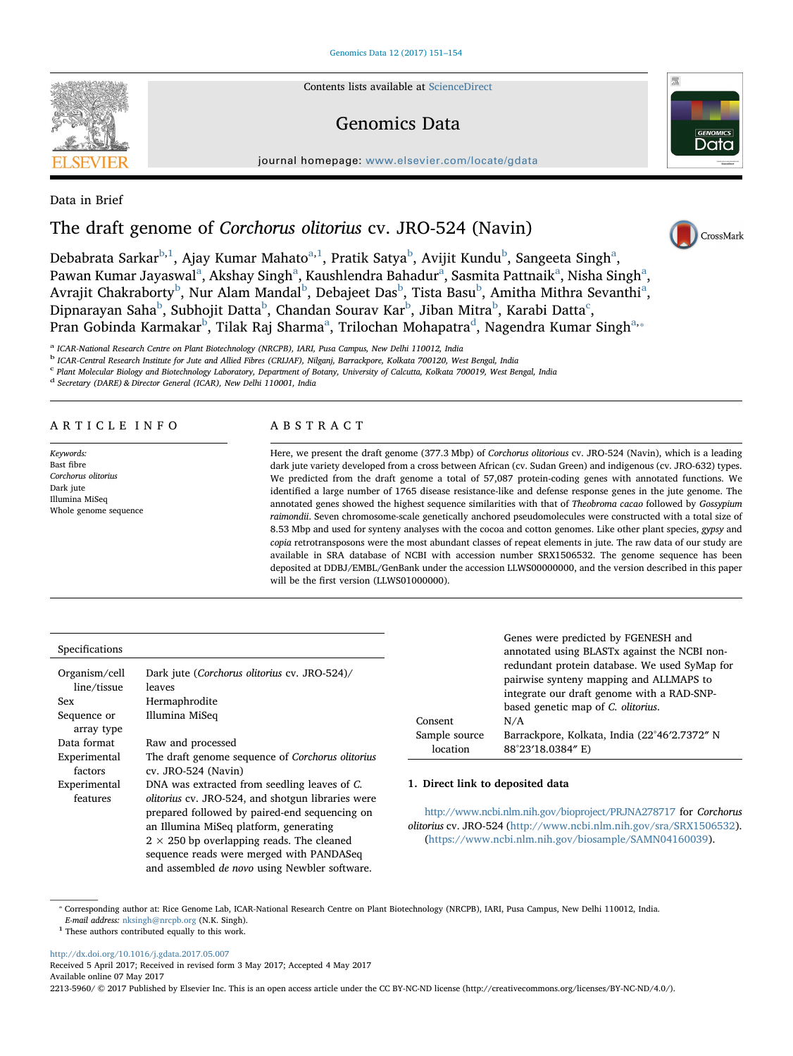Data in Brief

# The draft genome of *Corchorus olitorius* cv. JRO-524 (Navin)

Debabrata Sarkar[b,1], Ajay Kumar Mahato[a,1], Pratik Satya[b], Avijit Kundu[b], Sangeeta Singh[a], Pawan Kumar Jayaswal[a], Akshay Singh[a], Kaushlendra Bahadur[a], Sasmita Pattnaik[a], Nisha Singh[a], Avrajit Chakraborty[b], Nur Alam Mandal[b], Debajeet Das[b], Tista Basu[b], Amitha Mithra Sevanthi[a], Dipnarayan Saha[b], Subhojit Datta[b], Chandan Sourav Kar[b], Jiban Mitra[b], Karabi Datta[c], Pran Gobinda Karmakar[b], Tilak Raj Sharma[a], Trilochan Mohapatra[d], Nagendra Kumar Singh[a,*]

[a] ICAR-National Research Centre on Plant Biotechnology (NRCPB), IARI, Pusa Campus, New Delhi 110012, India
[b] ICAR-Central Research Institute for Jute and Allied Fibres (CRIJAF), Nilganj, Barrackpore, Kolkata 700120, West Bengal, India
[c] Plant Molecular Biology and Biotechnology Laboratory, Department of Botany, University of Calcutta, Kolkata 700019, West Bengal, India
[d] Secretary (DARE) & Director General (ICAR), New Delhi 110001, India

## ARTICLE INFO

*Keywords:*
Bast fibre
*Corchorus olitorius*
Dark jute
Illumina MiSeq
Whole genome sequence

## ABSTRACT

Here, we present the draft genome (377.3 Mbp) of *Corchorus olitorious* cv. JRO-524 (Navin), which is a leading dark jute variety developed from a cross between African (cv. Sudan Green) and indigenous (cv. JRO-632) types. We predicted from the draft genome a total of 57,087 protein-coding genes with annotated functions. We identified a large number of 1765 disease resistance-like and defense response genes in the jute genome. The annotated genes showed the highest sequence similarities with that of *Theobroma cacao* followed by *Gossypium raimondii*. Seven chromosome-scale genetically anchored pseudomolecules were constructed with a total size of 8.53 Mbp and used for synteny analyses with the cocoa and cotton genomes. Like other plant species, *gypsy* and *copia* retrotransposons were the most abundant classes of repeat elements in jute. The raw data of our study are available in SRA database of NCBI with accession number SRX1506532. The genome sequence has been deposited at DDBJ/EMBL/GenBank under the accession LLWS00000000, and the version described in this paper will be the first version (LLWS01000000).

| Specifications | |
|---|---|
| Organism/cell line/tissue | Dark jute (*Corchorus olitorius* cv. JRO-524)/ leaves |
| Sex | Hermaphrodite |
| Sequence or array type | Illumina MiSeq |
| Data format | Raw and processed |
| Experimental factors | The draft genome sequence of *Corchorus olitorius* cv. JRO-524 (Navin) |
| Experimental features | DNA was extracted from seedling leaves of *C. olitorius* cv. JRO-524, and shotgun libraries were prepared followed by paired-end sequencing on an Illumina MiSeq platform, generating 2 × 250 bp overlapping reads. The cleaned sequence reads were merged with PANDASeq and assembled *de novo* using Newbler software. Genes were predicted by FGENESH and annotated using BLASTx against the NCBI non-redundant protein database. We used SyMap for pairwise synteny mapping and ALLMAPS to integrate our draft genome with a RAD-SNP-based genetic map of *C. olitorius*. |
| Consent | N/A |
| Sample source location | Barrackpore, Kolkata, India (22°46′2.7372″ N 88°23′18.0384″ E) |

## 1. Direct link to deposited data

http://www.ncbi.nlm.nih.gov/bioproject/PRJNA278717 for *Corchorus olitorius* cv. JRO-524 (http://www.ncbi.nlm.nih.gov/sra/SRX1506532). (https://www.ncbi.nlm.nih.gov/biosample/SAMN04160039).

\* Corresponding author at: Rice Genome Lab, ICAR-National Research Centre on Plant Biotechnology (NRCPB), IARI, Pusa Campus, New Delhi 110012, India.
*E-mail address:* nksingh@nrcpb.org (N.K. Singh).
[1] These authors contributed equally to this work.

http://dx.doi.org/10.1016/j.gdata.2017.05.007
Received 5 April 2017; Received in revised form 3 May 2017; Accepted 4 May 2017
Available online 07 May 2017
2213-5960/ © 2017 Published by Elsevier Inc. This is an open access article under the CC BY-NC-ND license (http://creativecommons.org/licenses/BY-NC-ND/4.0/).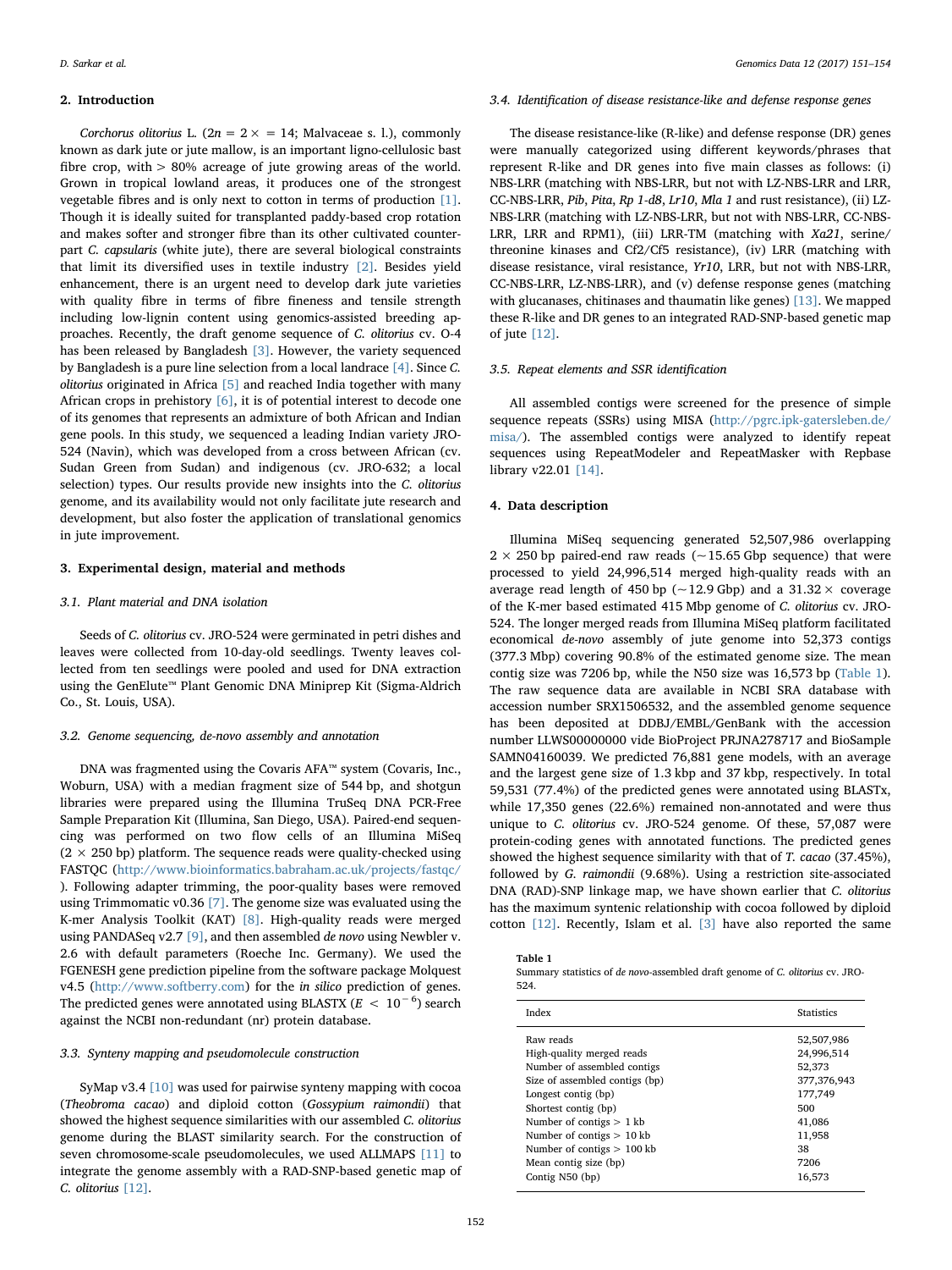## 2. Introduction

*Corchorus olitorius* L. ($2n = 2\times = 14$; Malvaceae s. l.), commonly known as dark jute or jute mallow, is an important ligno-cellulosic bast fibre crop, with > 80% acreage of jute growing areas of the world. Grown in tropical lowland areas, it produces one of the strongest vegetable fibres and is only next to cotton in terms of production [1]. Though it is ideally suited for transplanted paddy-based crop rotation and makes softer and stronger fibre than its other cultivated counterpart *C. capsularis* (white jute), there are several biological constraints that limit its diversified uses in textile industry [2]. Besides yield enhancement, there is an urgent need to develop dark jute varieties with quality fibre in terms of fibre fineness and tensile strength including low-lignin content using genomics-assisted breeding approaches. Recently, the draft genome sequence of *C. olitorius* cv. O-4 has been released by Bangladesh [3]. However, the variety sequenced by Bangladesh is a pure line selection from a local landrace [4]. Since *C. olitorius* originated in Africa [5] and reached India together with many African crops in prehistory [6], it is of potential interest to decode one of its genomes that represents an admixture of both African and Indian gene pools. In this study, we sequenced a leading Indian variety JRO-524 (Navin), which was developed from a cross between African (cv. Sudan Green from Sudan) and indigenous (cv. JRO-632; a local selection) types. Our results provide new insights into the *C. olitorius* genome, and its availability would not only facilitate jute research and development, but also foster the application of translational genomics in jute improvement.

## 3. Experimental design, material and methods

### 3.1. Plant material and DNA isolation

Seeds of *C. olitorius* cv. JRO-524 were germinated in petri dishes and leaves were collected from 10-day-old seedlings. Twenty leaves collected from ten seedlings were pooled and used for DNA extraction using the GenElute™ Plant Genomic DNA Miniprep Kit (Sigma-Aldrich Co., St. Louis, USA).

### 3.2. Genome sequencing, de-novo assembly and annotation

DNA was fragmented using the Covaris AFA™ system (Covaris, Inc., Woburn, USA) with a median fragment size of 544 bp, and shotgun libraries were prepared using the Illumina TruSeq DNA PCR-Free Sample Preparation Kit (Illumina, San Diego, USA). Paired-end sequencing was performed on two flow cells of an Illumina MiSeq ($2 \times 250$ bp) platform. The sequence reads were quality-checked using FASTQC (http://www.bioinformatics.babraham.ac.uk/projects/fastqc/). Following adapter trimming, the poor-quality bases were removed using Trimmomatic v0.36 [7]. The genome size was evaluated using the K-mer Analysis Toolkit (KAT) [8]. High-quality reads were merged using PANDASeq v2.7 [9], and then assembled *de novo* using Newbler v. 2.6 with default parameters (Roeche Inc. Germany). We used the FGENESH gene prediction pipeline from the software package Molquest v4.5 (http://www.softberry.com) for the *in silico* prediction of genes. The predicted genes were annotated using BLASTX ($E < 10^{-6}$) search against the NCBI non-redundant (nr) protein database.

### 3.3. Synteny mapping and pseudomolecule construction

SyMap v3.4 [10] was used for pairwise synteny mapping with cocoa (*Theobroma cacao*) and diploid cotton (*Gossypium raimondii*) that showed the highest sequence similarities with our assembled *C. olitorius* genome during the BLAST similarity search. For the construction of seven chromosome-scale pseudomolecules, we used ALLMAPS [11] to integrate the genome assembly with a RAD-SNP-based genetic map of *C. olitorius* [12].

### 3.4. Identification of disease resistance-like and defense response genes

The disease resistance-like (R-like) and defense response (DR) genes were manually categorized using different keywords/phrases that represent R-like and DR genes into five main classes as follows: (i) NBS-LRR (matching with NBS-LRR, but not with LZ-NBS-LRR and LRR, CC-NBS-LRR, *Pib*, *Pita*, *Rp 1-d8*, *Lr10*, *Mla 1* and rust resistance), (ii) LZ-NBS-LRR (matching with LZ-NBS-LRR, but not with NBS-LRR, CC-NBS-LRR, LRR and RPM1), (iii) LRR-TM (matching with *Xa21*, serine/threonine kinases and Cf2/Cf5 resistance), (iv) LRR (matching with disease resistance, viral resistance, *Yr10*, LRR, but not with NBS-LRR, CC-NBS-LRR, LZ-NBS-LRR), and (v) defense response genes (matching with glucanases, chitinases and thaumatin like genes) [13]. We mapped these R-like and DR genes to an integrated RAD-SNP-based genetic map of jute [12].

### 3.5. Repeat elements and SSR identification

All assembled contigs were screened for the presence of simple sequence repeats (SSRs) using MISA (http://pgrc.ipk-gatersleben.de/misa/). The assembled contigs were analyzed to identify repeat sequences using RepeatModeler and RepeatMasker with Repbase library v22.01 [14].

## 4. Data description

Illumina MiSeq sequencing generated 52,507,986 overlapping $2 \times 250$ bp paired-end raw reads (~15.65 Gbp sequence) that were processed to yield 24,996,514 merged high-quality reads with an average read length of 450 bp (~12.9 Gbp) and a $31.32\times$ coverage of the K-mer based estimated 415 Mbp genome of *C. olitorius* cv. JRO-524. The longer merged reads from Illumina MiSeq platform facilitated economical *de-novo* assembly of jute genome into 52,373 contigs (377.3 Mbp) covering 90.8% of the estimated genome size. The mean contig size was 7206 bp, while the N50 size was 16,573 bp (Table 1). The raw sequence data are available in NCBI SRA database with accession number SRX1506532, and the assembled genome sequence has been deposited at DDBJ/EMBL/GenBank with the accession number LLWS00000000 vide BioProject PRJNA278717 and BioSample SAMN04160039. We predicted 76,881 gene models, with an average and the largest gene size of 1.3 kbp and 37 kbp, respectively. In total 59,531 (77.4%) of the predicted genes were annotated using BLASTx, while 17,350 genes (22.6%) remained non-annotated and were thus unique to *C. olitorius* cv. JRO-524 genome. Of these, 57,087 were protein-coding genes with annotated functions. The predicted genes showed the highest sequence similarity with that of *T. cacao* (37.45%), followed by *G. raimondii* (9.68%). Using a restriction site-associated DNA (RAD)-SNP linkage map, we have shown earlier that *C. olitorius* has the maximum syntenic relationship with cocoa followed by diploid cotton [12]. Recently, Islam et al. [3] have also reported the same

**Table 1**
Summary statistics of *de novo*-assembled draft genome of *C. olitorius* cv. JRO-524.

| Index | Statistics |
|---|---|
| Raw reads | 52,507,986 |
| High-quality merged reads | 24,996,514 |
| Number of assembled contigs | 52,373 |
| Size of assembled contigs (bp) | 377,376,943 |
| Longest contig (bp) | 177,749 |
| Shortest contig (bp) | 500 |
| Number of contigs > 1 kb | 41,086 |
| Number of contigs > 10 kb | 11,958 |
| Number of contigs > 100 kb | 38 |
| Mean contig size (bp) | 7206 |
| Contig N50 (bp) | 16,573 |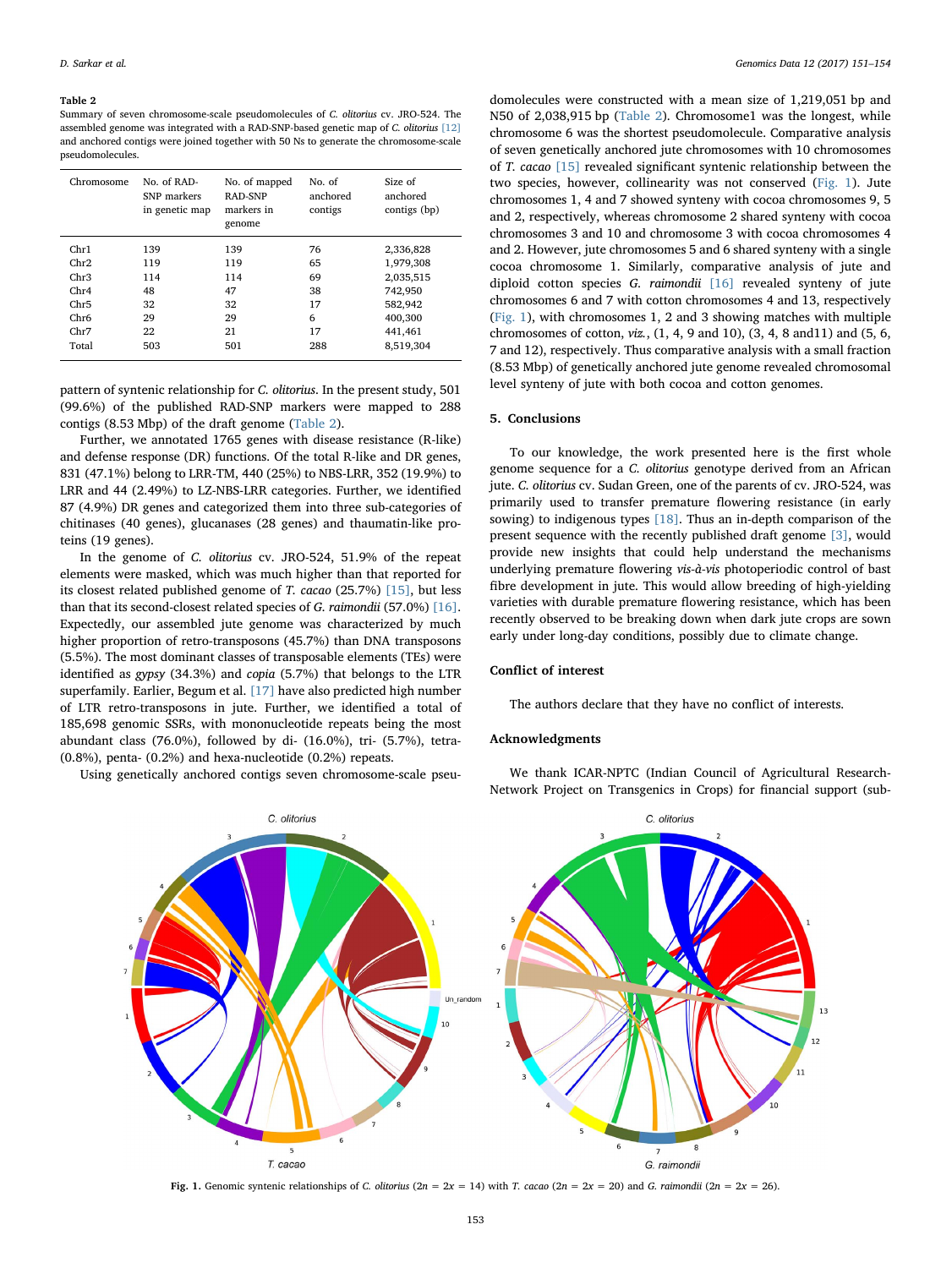**Table 2**

Summary of seven chromosome-scale pseudomolecules of *C. olitorius* cv. JRO-524. The assembled genome was integrated with a RAD-SNP-based genetic map of *C. olitorius* [12] and anchored contigs were joined together with 50 Ns to generate the chromosome-scale pseudomolecules.

| Chromosome | No. of RAD-SNP markers in genetic map | No. of mapped RAD-SNP markers in genome | No. of anchored contigs | Size of anchored contigs (bp) |
|---|---|---|---|---|
| Chr1 | 139 | 139 | 76 | 2,336,828 |
| Chr2 | 119 | 119 | 65 | 1,979,308 |
| Chr3 | 114 | 114 | 69 | 2,035,515 |
| Chr4 | 48 | 47 | 38 | 742,950 |
| Chr5 | 32 | 32 | 17 | 582,942 |
| Chr6 | 29 | 29 | 6 | 400,300 |
| Chr7 | 22 | 21 | 17 | 441,461 |
| Total | 503 | 501 | 288 | 8,519,304 |

pattern of syntenic relationship for *C. olitorius*. In the present study, 501 (99.6%) of the published RAD-SNP markers were mapped to 288 contigs (8.53 Mbp) of the draft genome (Table 2).

Further, we annotated 1765 genes with disease resistance (R-like) and defense response (DR) functions. Of the total R-like and DR genes, 831 (47.1%) belong to LRR-TM, 440 (25%) to NBS-LRR, 352 (19.9%) to LRR and 44 (2.49%) to LZ-NBS-LRR categories. Further, we identified 87 (4.9%) DR genes and categorized them into three sub-categories of chitinases (40 genes), glucanases (28 genes) and thaumatin-like proteins (19 genes).

In the genome of *C. olitorius* cv. JRO-524, 51.9% of the repeat elements were masked, which was much higher than that reported for its closest related published genome of *T. cacao* (25.7%) [15], but less than that its second-closest related species of *G. raimondii* (57.0%) [16]. Expectedly, our assembled jute genome was characterized by much higher proportion of retro-transposons (45.7%) than DNA transposons (5.5%). The most dominant classes of transposable elements (TEs) were identified as *gypsy* (34.3%) and *copia* (5.7%) that belongs to the LTR superfamily. Earlier, Begum et al. [17] have also predicted high number of LTR retro-transposons in jute. Further, we identified a total of 185,698 genomic SSRs, with mononucleotide repeats being the most abundant class (76.0%), followed by di- (16.0%), tri- (5.7%), tetra- (0.8%), penta- (0.2%) and hexa-nucleotide (0.2%) repeats.

Using genetically anchored contigs seven chromosome-scale pseudomolecules were constructed with a mean size of 1,219,051 bp and N50 of 2,038,915 bp (Table 2). Chromosome1 was the longest, while chromosome 6 was the shortest pseudomolecule. Comparative analysis of seven genetically anchored jute chromosomes with 10 chromosomes of *T. cacao* [15] revealed significant syntenic relationship between the two species, however, collinearity was not conserved (Fig. 1). Jute chromosomes 1, 4 and 7 showed synteny with cocoa chromosomes 9, 5 and 2, respectively, whereas chromosome 2 shared synteny with cocoa chromosomes 3 and 10 and chromosome 3 with cocoa chromosomes 4 and 2. However, jute chromosomes 5 and 6 shared synteny with a single cocoa chromosome 1. Similarly, comparative analysis of jute and diploid cotton species *G. raimondii* [16] revealed synteny of jute chromosomes 6 and 7 with cotton chromosomes 4 and 13, respectively (Fig. 1), with chromosomes 1, 2 and 3 showing matches with multiple chromosomes of cotton, *viz.*, (1, 4, 9 and 10), (3, 4, 8 and11) and (5, 6, 7 and 12), respectively. Thus comparative analysis with a small fraction (8.53 Mbp) of genetically anchored jute genome revealed chromosomal level synteny of jute with both cocoa and cotton genomes.

## 5. Conclusions

To our knowledge, the work presented here is the first whole genome sequence for a *C. olitorius* genotype derived from an African jute. *C. olitorius* cv. Sudan Green, one of the parents of cv. JRO-524, was primarily used to transfer premature flowering resistance (in early sowing) to indigenous types [18]. Thus an in-depth comparison of the present sequence with the recently published draft genome [3], would provide new insights that could help understand the mechanisms underlying premature flowering *vis-à-vis* photoperiodic control of bast fibre development in jute. This would allow breeding of high-yielding varieties with durable premature flowering resistance, which has been recently observed to be breaking down when dark jute crops are sown early under long-day conditions, possibly due to climate change.

## Conflict of interest

The authors declare that they have no conflict of interests.

## Acknowledgments

We thank ICAR-NPTC (Indian Council of Agricultural Research-Network Project on Transgenics in Crops) for financial support (sub-

**Fig. 1.** Genomic syntenic relationships of *C. olitorius* ($2n = 2x = 14$) with *T. cacao* ($2n = 2x = 20$) and *G. raimondii* ($2n = 2x = 26$).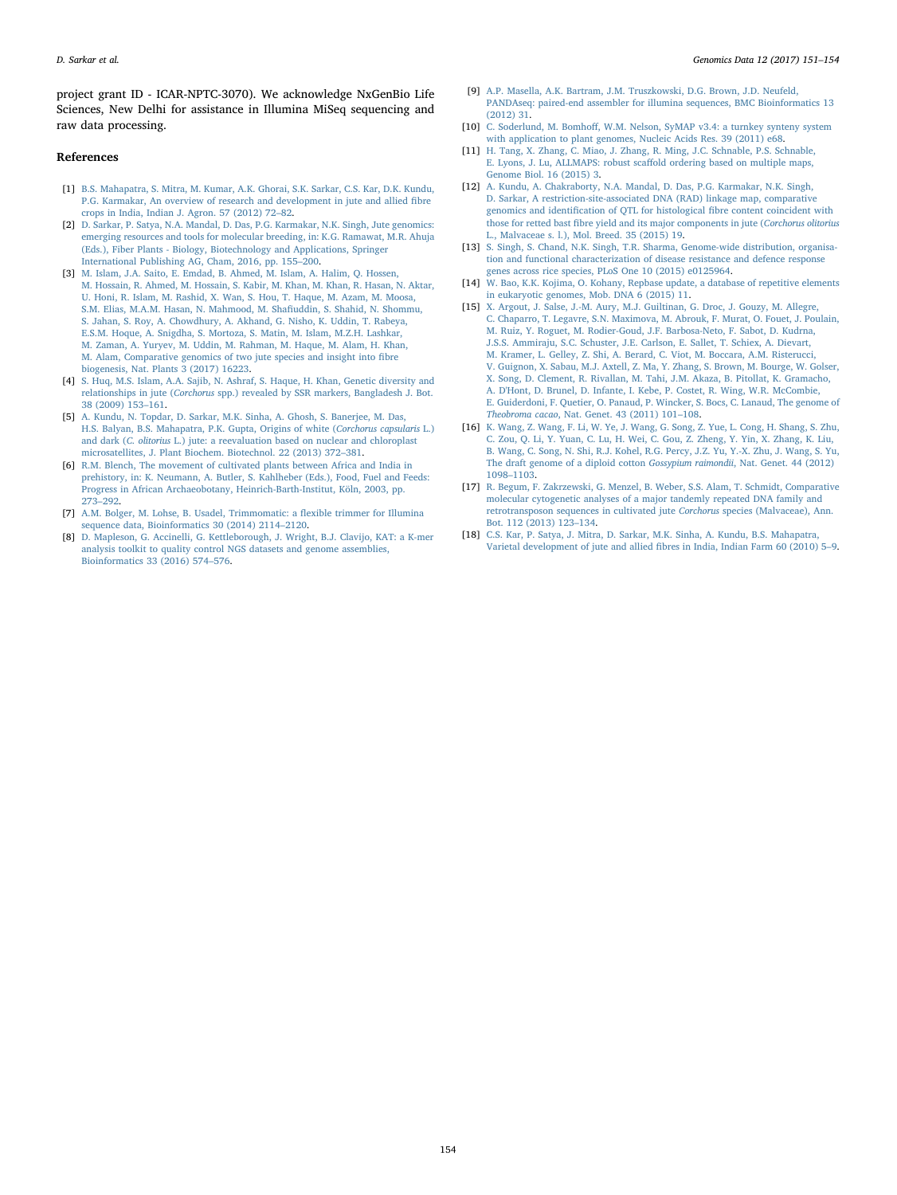project grant ID - ICAR-NPTC-3070). We acknowledge NxGenBio Life Sciences, New Delhi for assistance in Illumina MiSeq sequencing and raw data processing.

## References

[1] B.S. Mahapatra, S. Mitra, M. Kumar, A.K. Ghorai, S.K. Sarkar, C.S. Kar, D.K. Kundu, P.G. Karmakar, An overview of research and development in jute and allied fibre crops in India, Indian J. Agron. 57 (2012) 72–82.

[2] D. Sarkar, P. Satya, N.A. Mandal, D. Das, P.G. Karmakar, N.K. Singh, Jute genomics: emerging resources and tools for molecular breeding, in: K.G. Ramawat, M.R. Ahuja (Eds.), Fiber Plants - Biology, Biotechnology and Applications, Springer International Publishing AG, Cham, 2016, pp. 155–200.

[3] M. Islam, J.A. Saito, E. Emdad, B. Ahmed, M. Islam, A. Halim, Q. Hossen, M. Hossain, R. Ahmed, M. Hossain, S. Kabir, M. Khan, M. Khan, R. Hasan, N. Aktar, U. Honi, R. Islam, M. Rashid, X. Wan, S. Hou, T. Haque, M. Azam, M. Moosa, S.M. Elias, M.A.M. Hasan, N. Mahmood, M. Shafiuddin, S. Shahid, N. Shommu, S. Jahan, S. Roy, A. Chowdhury, A. Akhand, G. Nisho, K. Uddin, T. Rabeya, E.S.M. Hoque, A. Snigdha, S. Mortoza, S. Matin, M. Islam, M.Z.H. Lashkar, M. Zaman, A. Yuryev, M. Uddin, M. Rahman, M. Haque, M. Alam, H. Khan, M. Alam, Comparative genomics of two jute species and insight into fibre biogenesis, Nat. Plants 3 (2017) 16223.

[4] S. Huq, M.S. Islam, A.A. Sajib, N. Ashraf, S. Haque, H. Khan, Genetic diversity and relationships in jute (*Corchorus* spp.) revealed by SSR markers, Bangladesh J. Bot. 38 (2009) 153–161.

[5] A. Kundu, N. Topdar, D. Sarkar, M.K. Sinha, A. Ghosh, S. Banerjee, M. Das, H.S. Balyan, B.S. Mahapatra, P.K. Gupta, Origins of white (*Corchorus capsularis* L.) and dark (*C. olitorius* L.) jute: a reevaluation based on nuclear and chloroplast microsatellites, J. Plant Biochem. Biotechnol. 22 (2013) 372–381.

[6] R.M. Blench, The movement of cultivated plants between Africa and India in prehistory, in: K. Neumann, A. Butler, S. Kahlheber (Eds.), Food, Fuel and Feeds: Progress in African Archaeobotany, Heinrich-Barth-Institut, Köln, 2003, pp. 273–292.

[7] A.M. Bolger, M. Lohse, B. Usadel, Trimmomatic: a flexible trimmer for Illumina sequence data, Bioinformatics 30 (2014) 2114–2120.

[8] D. Mapleson, G. Accinelli, G. Kettleborough, J. Wright, B.J. Clavijo, KAT: a K-mer analysis toolkit to quality control NGS datasets and genome assemblies, Bioinformatics 33 (2016) 574–576.

[9] A.P. Masella, A.K. Bartram, J.M. Truszkowski, D.G. Brown, J.D. Neufeld, PANDAseq: paired-end assembler for illumina sequences, BMC Bioinformatics 13 (2012) 31.

[10] C. Soderlund, M. Bomhoff, W.M. Nelson, SyMAP v3.4: a turnkey synteny system with application to plant genomes, Nucleic Acids Res. 39 (2011) e68.

[11] H. Tang, X. Zhang, C. Miao, J. Zhang, R. Ming, J.C. Schnable, P.S. Schnable, E. Lyons, J. Lu, ALLMAPS: robust scaffold ordering based on multiple maps, Genome Biol. 16 (2015) 3.

[12] A. Kundu, A. Chakraborty, N.A. Mandal, D. Das, P.G. Karmakar, N.K. Singh, D. Sarkar, A restriction-site-associated DNA (RAD) linkage map, comparative genomics and identification of QTL for histological fibre content coincident with those for retted bast fibre yield and its major components in jute (*Corchorus olitorius* L., Malvaceae s. l.), Mol. Breed. 35 (2015) 19.

[13] S. Singh, S. Chand, N.K. Singh, T.R. Sharma, Genome-wide distribution, organisation and functional characterization of disease resistance and defence response genes across rice species, PLoS One 10 (2015) e0125964.

[14] W. Bao, K.K. Kojima, O. Kohany, Repbase update, a database of repetitive elements in eukaryotic genomes, Mob. DNA 6 (2015) 11.

[15] X. Argout, J. Salse, J.-M. Aury, M.J. Guiltinan, G. Droc, J. Gouzy, M. Allegre, C. Chaparro, T. Legavre, S.N. Maximova, M. Abrouk, F. Murat, O. Fouet, J. Poulain, M. Ruiz, Y. Roguet, M. Rodier-Goud, J.F. Barbosa-Neto, F. Sabot, D. Kudrna, J.S.S. Ammiraju, S.C. Schuster, J.E. Carlson, E. Sallet, T. Schiex, A. Dievart, M. Kramer, L. Gelley, Z. Shi, A. Berard, C. Viot, M. Boccara, A.M. Risterucci, V. Guignon, X. Sabau, M.J. Axtell, Z. Ma, Y. Zhang, S. Brown, M. Bourge, W. Golser, X. Song, D. Clement, R. Rivallan, M. Tahi, J.M. Akaza, B. Pitollat, K. Gramacho, A. D'Hont, D. Brunel, D. Infante, I. Kebe, P. Costet, R. Wing, W.R. McCombie, E. Guiderdoni, F. Quetier, O. Panaud, P. Wincker, S. Bocs, C. Lanaud, The genome of *Theobroma cacao*, Nat. Genet. 43 (2011) 101–108.

[16] K. Wang, Z. Wang, F. Li, W. Ye, J. Wang, G. Song, Z. Yue, L. Cong, H. Shang, S. Zhu, C. Zou, Q. Li, Y. Yuan, C. Lu, H. Wei, C. Gou, Z. Zheng, Y. Yin, X. Zhang, K. Liu, B. Wang, C. Song, N. Shi, R.J. Kohel, R.G. Percy, J.Z. Yu, Y.-X. Zhu, J. Wang, S. Yu, The draft genome of a diploid cotton *Gossypium raimondii*, Nat. Genet. 44 (2012) 1098–1103.

[17] R. Begum, F. Zakrzewski, G. Menzel, B. Weber, S.S. Alam, T. Schmidt, Comparative molecular cytogenetic analyses of a major tandemly repeated DNA family and retrotransposon sequences in cultivated jute *Corchorus* species (Malvaceae), Ann. Bot. 112 (2013) 123–134.

[18] C.S. Kar, P. Satya, J. Mitra, D. Sarkar, M.K. Sinha, A. Kundu, B.S. Mahapatra, Varietal development of jute and allied fibres in India, Indian Farm 60 (2010) 5–9.